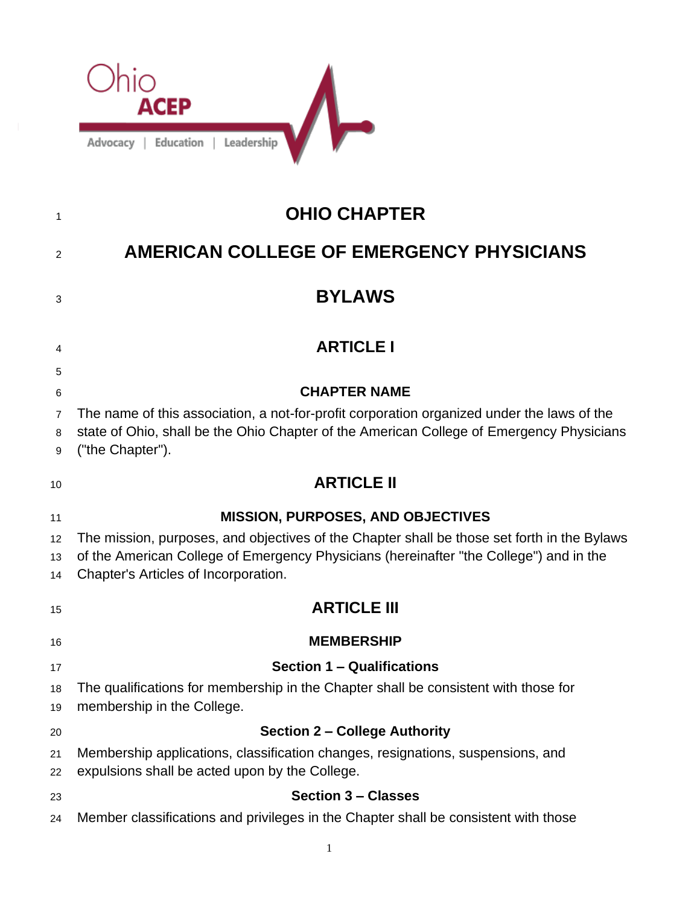# OHIO CHAPTER

# AMERICAN COLLEGE OF EMERGENCY PHYSICIANS

# BYLAWS

## ARTICLE I

### CHAPTER NAME

The name of this association, a not-for-profit corporation organized under the laws of the state of Ohio, shall be the Ohio Chapter of the American College of Emergency Physicians ("the Chapter").

## ARTICLE II

### MISSION, PURPOSES, AND OBJECTIVES

The mission, purposes, and objectives of the Chapter shall be those set forth in the Bylaws of the American College of Emergency Physicians (hereinafter "the College") and in the Chapter's Articles of Incorporation.

## ARTICLE III

### MEMBERSHIP

#### Section 1 – Qualifications

The qualifications for membership in the Chapter shall be consistent with those for membership in the College.

#### Section 2 – College Authority

Membership applications, classification changes, resignations, suspensions, and expulsions shall be acted upon by the College.

#### Section 3 – Classes

Member classifications and privileges in the Chapter shall be consistent with those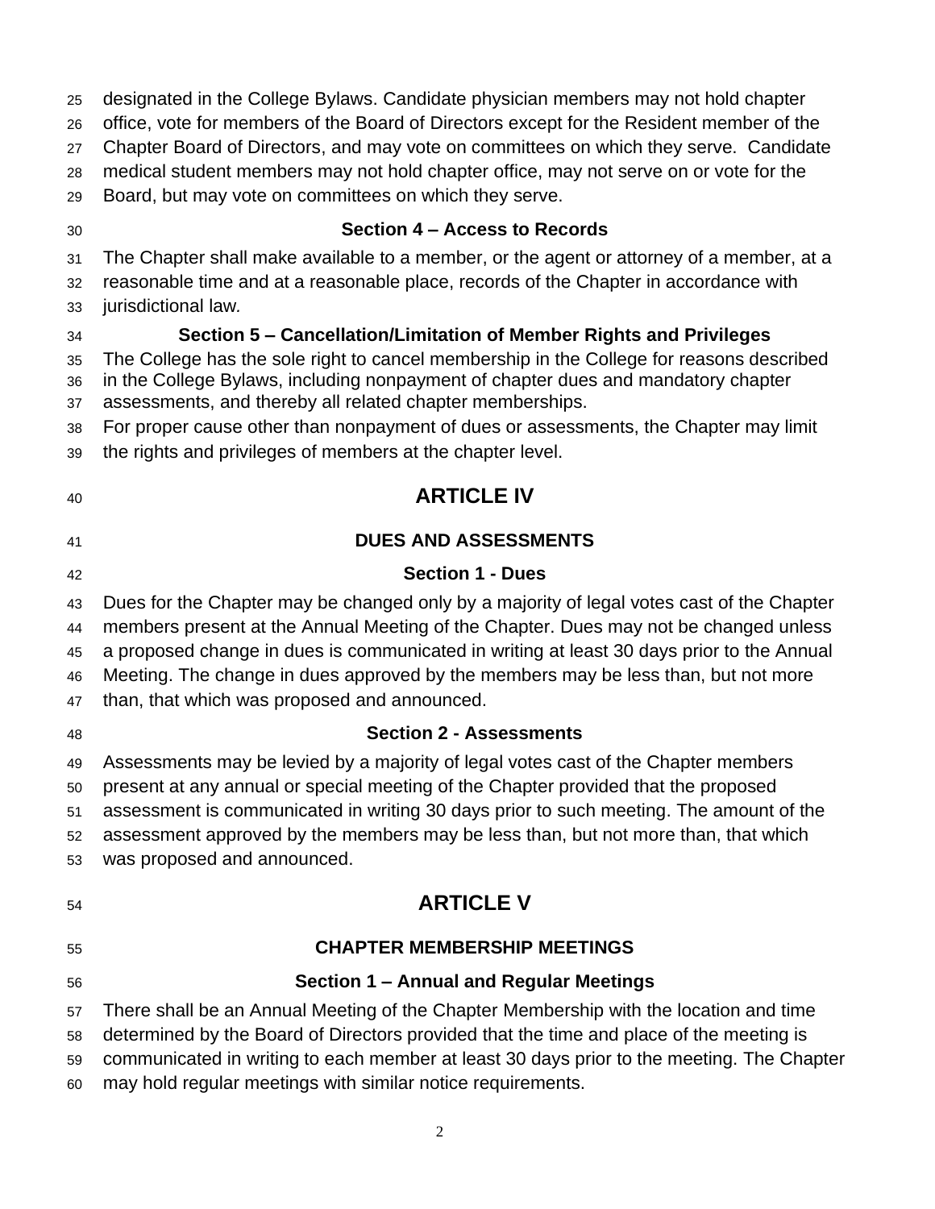designated in the College Bylaws. Candidate physician members may not hold chapter office, vote for members of the Board of Directors except for the Resident member of the Chapter Board of Directors, and may vote on committees on which they serve. Candidate medical student members may not hold chapter office, may not serve on or vote for the Board, but may vote on committees on which they serve.

### Section 4 – Access to Records

The Chapter shall make available to a member, or the agent or attorney of a member, at a reasonable time and at a reasonable place, records of the Chapter in accordance with jurisdictional law.

### Section 5 – Cancellation/Limitation of Member Rights and Privileges

The College has the sole right to cancel membership in the College for reasons described in the College Bylaws, including nonpayment of chapter dues and mandatory chapter assessments, and thereby all related chapter memberships.

For proper cause other than nonpayment of dues or assessments, the Chapter may limit the rights and privileges of members at the chapter level.

# ARTICLE IV

## DUES AND ASSESSMENTS

### Section 1 - Dues

Dues for the Chapter may be changed only by a majority of legal votes cast of the Chapter members present at the Annual Meeting of the Chapter. Dues may not be changed unless a proposed change in dues is communicated in writing at least 30 days prior to the Annual Meeting. The change in dues approved by the members may be less than, but not more than, that which was proposed and announced.

### Section 2 - Assessments

Assessments may be levied by a majority of legal votes cast of the Chapter members present at any annual or special meeting of the Chapter provided that the proposed assessment is communicated in writing 30 days prior to such meeting. The amount of the assessment approved by the members may be less than, but not more than, that which was proposed and announced.

# ARTICLE V

## CHAPTER MEMBERSHIP MEETINGS

### Section 1 – Annual and Regular Meetings

There shall be an Annual Meeting of the Chapter Membership with the location and time determined by the Board of Directors provided that the time and place of the meeting is communicated in writing to each member at least 30 days prior to the meeting. The Chapter may hold regular meetings with similar notice requirements.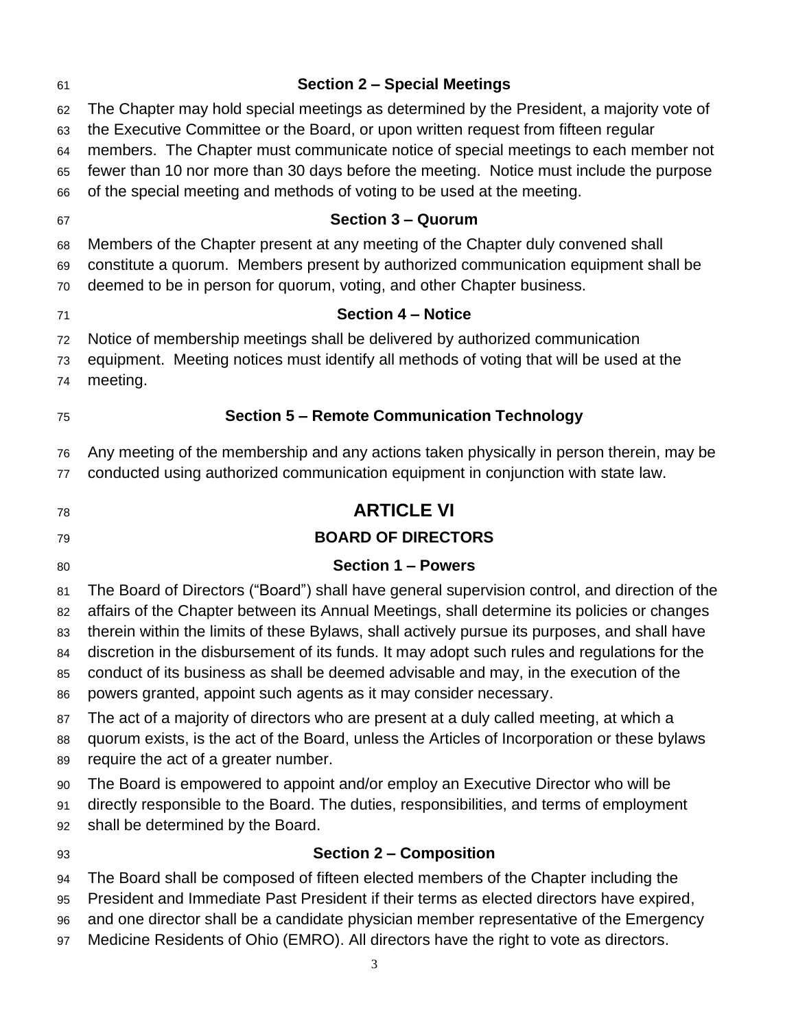### Section 2 – Special Meetings

The Chapter may hold special meetings as determined by the President, a majority vote of the Executive Committee or the Board, or upon written request from fifteen regular members. The Chapter must communicate notice of special meetings to each member not fewer than 10 nor more than 30 days before the meeting. Notice must include the purpose of the special meeting and methods of voting to be used at the meeting.

### Section 3 – Quorum

Members of the Chapter present at any meeting of the Chapter duly convened shall constitute a quorum. Members present by authorized communication equipment shall be deemed to be in person for quorum, voting, and other Chapter business.

### Section 4 – Notice

Notice of membership meetings shall be delivered by authorized communication equipment. Meeting notices must identify all methods of voting that will be used at the meeting.

### Section 5 – Remote Communication Technology

Any meeting of the membership and any actions taken physically in person therein, may be conducted using authorized communication equipment in conjunction with state law.

# ARTICLE VI

## BOARD OF DIRECTORS

### Section 1 – Powers

The Board of Directors ("Board") shall have general supervision control, and direction of the affairs of the Chapter between its Annual Meetings, shall determine its policies or changes therein within the limits of these Bylaws, shall actively pursue its purposes, and shall have discretion in the disbursement of its funds. It may adopt such rules and regulations for the conduct of its business as shall be deemed advisable and may, in the execution of the powers granted, appoint such agents as it may consider necessary.

The act of a majority of directors who are present at a duly called meeting, at which a quorum exists, is the act of the Board, unless the Articles of Incorporation or these bylaws require the act of a greater number.

The Board is empowered to appoint and/or employ an Executive Director who will be directly responsible to the Board. The duties, responsibilities, and terms of employment shall be determined by the Board.

### Section 2 – Composition

The Board shall be composed of fifteen elected members of the Chapter including the President and Immediate Past President if their terms as elected directors have expired, and one director shall be a candidate physician member representative of the Emergency Medicine Residents of Ohio (EMRO). All directors have the right to vote as directors.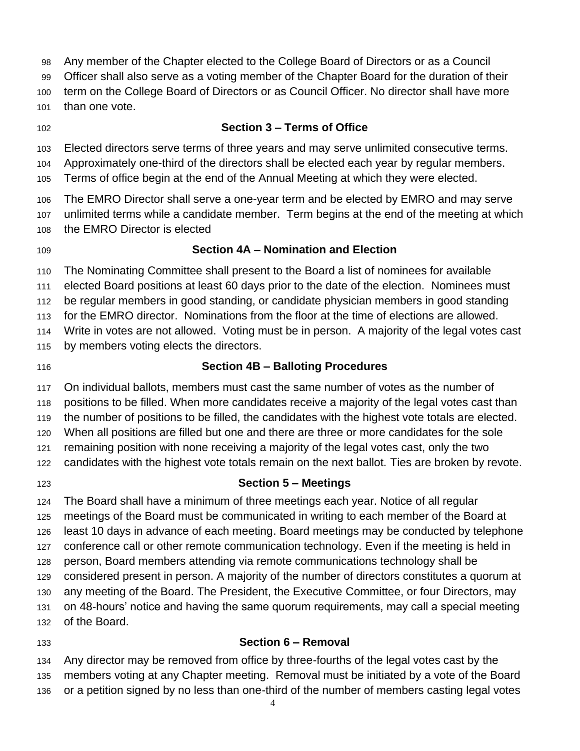Any member of the Chapter elected to the College Board of Directors or as a Council Officer shall also serve as a voting member of the Chapter Board for the duration of their term on the College Board of Directors or as Council Officer. No director shall have more than one vote.

### Section 3 – Terms of Office

Elected directors serve terms of three years and may serve unlimited consecutive terms. Approximately one-third of the directors shall be elected each year by regular members. Terms of office begin at the end of the Annual Meeting at which they were elected.

The EMRO Director shall serve a one-year term and be elected by EMRO and may serve unlimited terms while a candidate member. Term begins at the end of the meeting at which the EMRO Director is elected

### Section 4A – Nomination and Election

The Nominating Committee shall present to the Board a list of nominees for available elected Board positions at least 60 days prior to the date of the election. Nominees must be regular members in good standing, or candidate physician members in good standing for the EMRO director. Nominations from the floor at the time of elections are allowed. Write in votes are not allowed. Voting must be in person. A majority of the legal votes cast by members voting elects the directors.

### Section 4B – Balloting Procedures

On individual ballots, members must cast the same number of votes as the number of positions to be filled. When more candidates receive a majority of the legal votes cast than the number of positions to be filled, the candidates with the highest vote totals are elected. When all positions are filled but one and there are three or more candidates for the sole remaining position with none receiving a majority of the legal votes cast, only the two candidates with the highest vote totals remain on the next ballot. Ties are broken by revote.

### Section 5 – Meetings

The Board shall have a minimum of three meetings each year. Notice of all regular meetings of the Board must be communicated in writing to each member of the Board at least 10 days in advance of each meeting. Board meetings may be conducted by telephone conference call or other remote communication technology. Even if the meeting is held in person, Board members attending via remote communications technology shall be considered present in person. A majority of the number of directors constitutes a quorum at any meeting of the Board. The President, the Executive Committee, or four Directors, may on 48-hours' notice and having the same quorum requirements, may call a special meeting of the Board.

### Section 6 – Removal

Any director may be removed from office by three-fourths of the legal votes cast by the members voting at any Chapter meeting. Removal must be initiated by a vote of the Board or a petition signed by no less than one-third of the number of members casting legal votes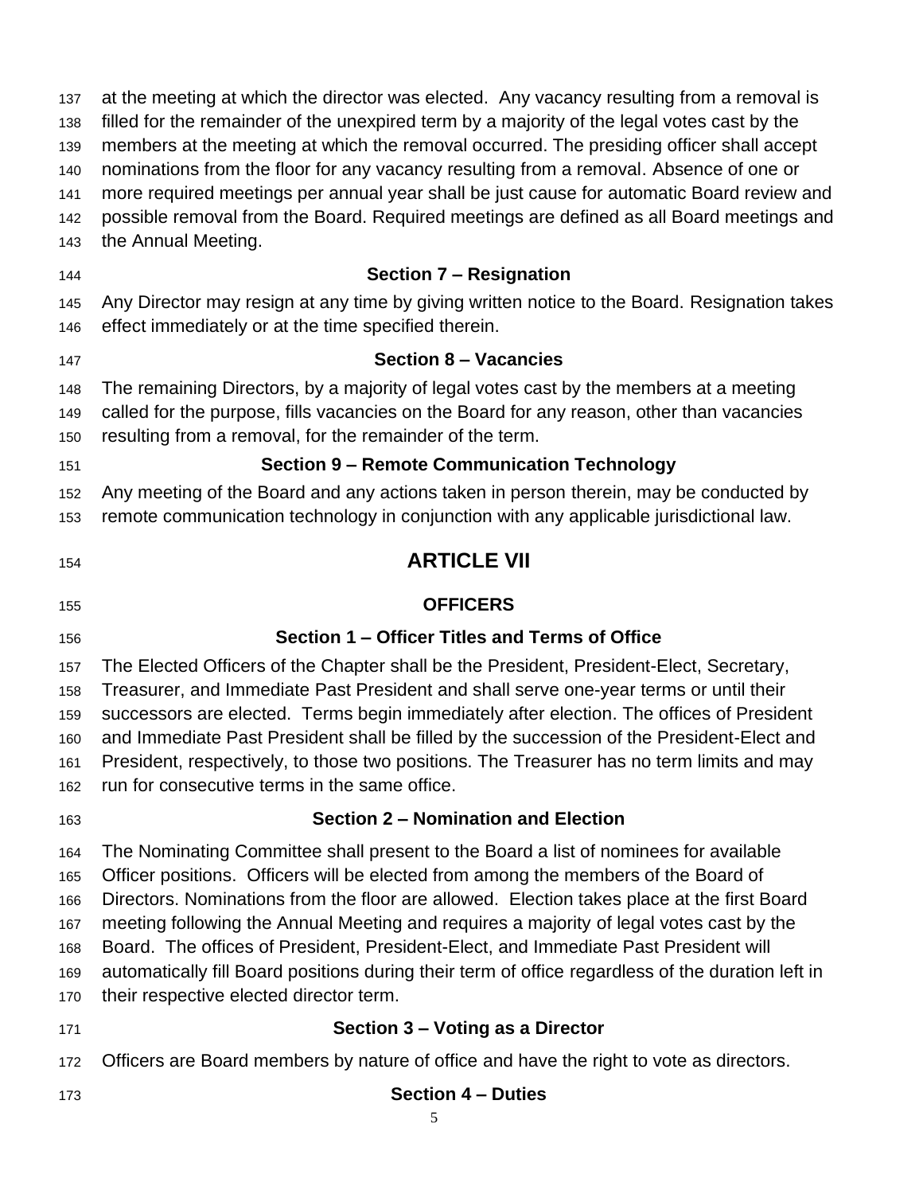at the meeting at which the director was elected. Any vacancy resulting from a removal is filled for the remainder of the unexpired term by a majority of the legal votes cast by the members at the meeting at which the removal occurred. The presiding officer shall accept nominations from the floor for any vacancy resulting from a removal. Absence of one or more required meetings per annual year shall be just cause for automatic Board review and possible removal from the Board. Required meetings are defined as all Board meetings and the Annual Meeting.

### Section 7 – Resignation

Any Director may resign at any time by giving written notice to the Board. Resignation takes effect immediately or at the time specified therein.

### Section 8 – Vacancies

The remaining Directors, by a majority of legal votes cast by the members at a meeting called for the purpose, fills vacancies on the Board for any reason, other than vacancies resulting from a removal, for the remainder of the term.

### Section 9 – Remote Communication Technology

Any meeting of the Board and any actions taken in person therein, may be conducted by remote communication technology in conjunction with any applicable jurisdictional law.

# ARTICLE VII

## OFFICERS

### Section 1 – Officer Titles and Terms of Office

The Elected Officers of the Chapter shall be the President, President-Elect, Secretary, Treasurer, and Immediate Past President and shall serve one-year terms or until their successors are elected. Terms begin immediately after election. The offices of President and Immediate Past President shall be filled by the succession of the President-Elect and President, respectively, to those two positions. The Treasurer has no term limits and may run for consecutive terms in the same office.

### Section 2 – Nomination and Election

The Nominating Committee shall present to the Board a list of nominees for available Officer positions. Officers will be elected from among the members of the Board of Directors. Nominations from the floor are allowed. Election takes place at the first Board meeting following the Annual Meeting and requires a majority of legal votes cast by the Board. The offices of President, President-Elect, and Immediate Past President will automatically fill Board positions during their term of office regardless of the duration left in their respective elected director term.

### Section 3 – Voting as a Director

Officers are Board members by nature of office and have the right to vote as directors.

### Section 4 – Duties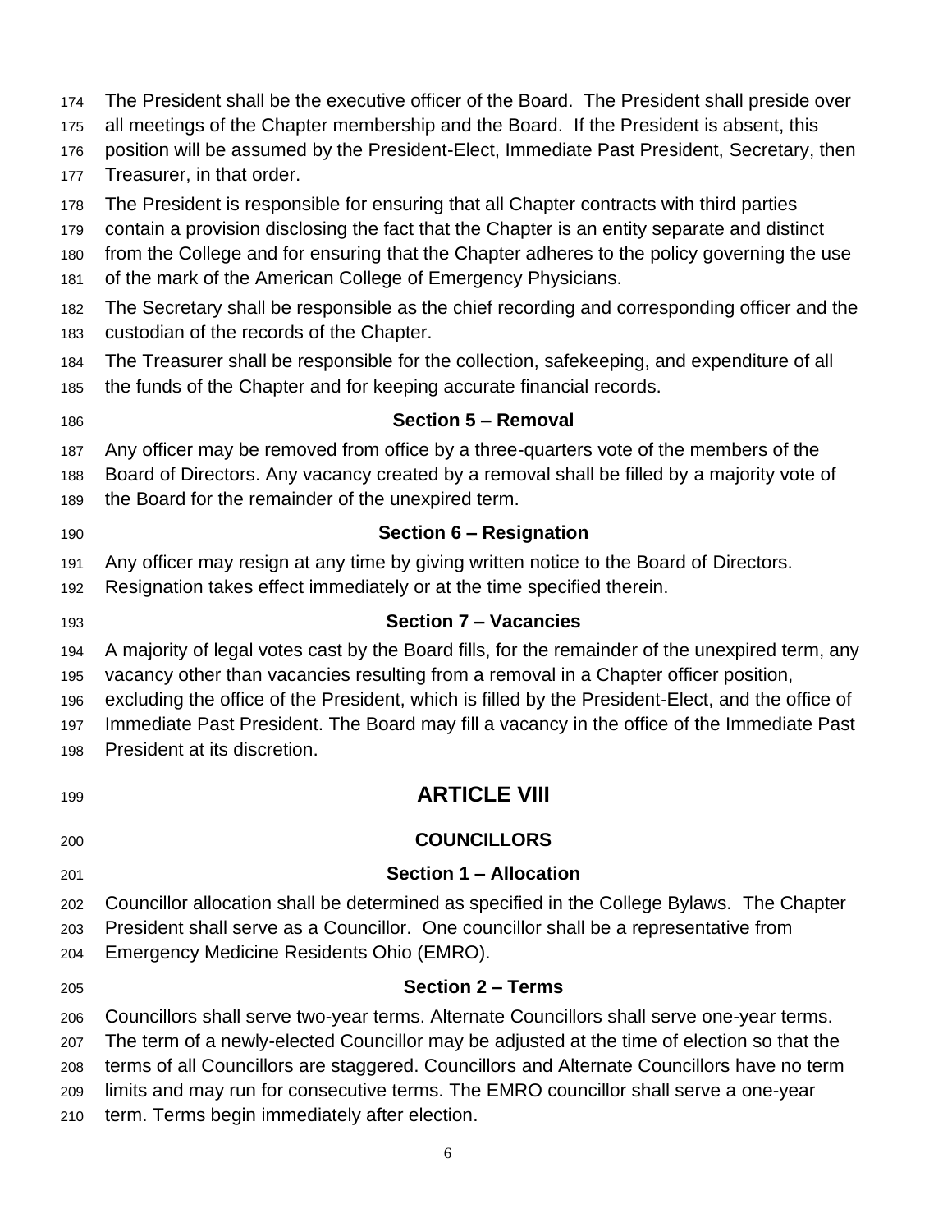The President shall be the executive officer of the Board. The President shall preside over all meetings of the Chapter membership and the Board. If the President is absent, this position will be assumed by the President-Elect, Immediate Past President, Secretary, then Treasurer, in that order.

The President is responsible for ensuring that all Chapter contracts with third parties contain a provision disclosing the fact that the Chapter is an entity separate and distinct from the College and for ensuring that the Chapter adheres to the policy governing the use of the mark of the American College of Emergency Physicians.

The Secretary shall be responsible as the chief recording and corresponding officer and the custodian of the records of the Chapter.

The Treasurer shall be responsible for the collection, safekeeping, and expenditure of all the funds of the Chapter and for keeping accurate financial records.

### Section 5 – Removal

Any officer may be removed from office by a three-quarters vote of the members of the Board of Directors. Any vacancy created by a removal shall be filled by a majority vote of the Board for the remainder of the unexpired term.

### Section 6 – Resignation

Any officer may resign at any time by giving written notice to the Board of Directors. Resignation takes effect immediately or at the time specified therein.

### Section 7 – Vacancies

A majority of legal votes cast by the Board fills, for the remainder of the unexpired term, any vacancy other than vacancies resulting from a removal in a Chapter officer position, excluding the office of the President, which is filled by the President-Elect, and the office of Immediate Past President. The Board may fill a vacancy in the office of the Immediate Past President at its discretion.

# ARTICLE VIII

## COUNCILLORS

### Section 1 – Allocation

Councillor allocation shall be determined as specified in the College Bylaws. The Chapter President shall serve as a Councillor. One councillor shall be a representative from Emergency Medicine Residents Ohio (EMRO).

### Section 2 – Terms

Councillors shall serve two-year terms. Alternate Councillors shall serve one-year terms. The term of a newly-elected Councillor may be adjusted at the time of election so that the terms of all Councillors are staggered. Councillors and Alternate Councillors have no term limits and may run for consecutive terms. The EMRO councillor shall serve a one-year term. Terms begin immediately after election.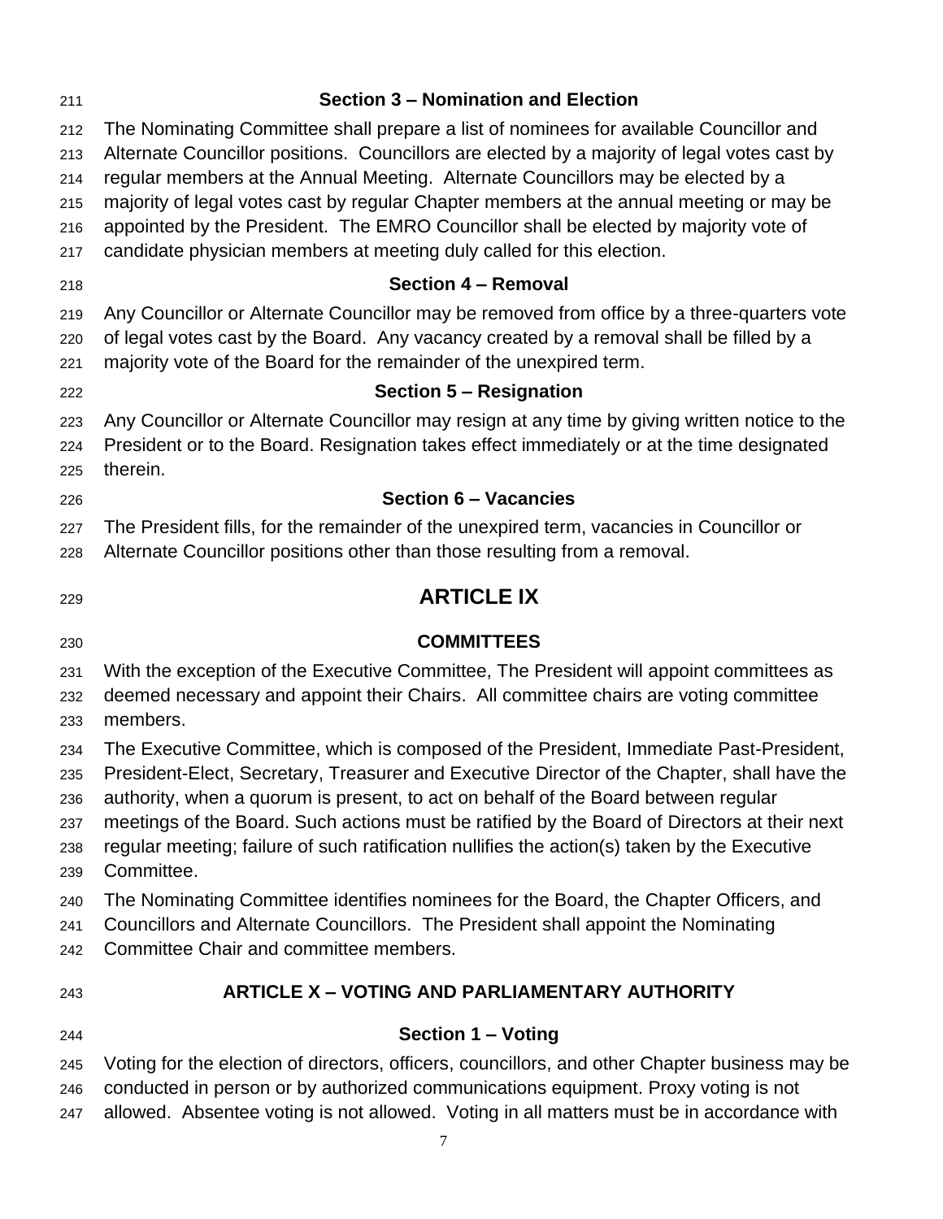### Section 3 – Nomination and Election

The Nominating Committee shall prepare a list of nominees for available Councillor and Alternate Councillor positions. Councillors are elected by a majority of legal votes cast by regular members at the Annual Meeting. Alternate Councillors may be elected by a majority of legal votes cast by regular Chapter members at the annual meeting or may be appointed by the President. The EMRO Councillor shall be elected by majority vote of candidate physician members at meeting duly called for this election.

### Section 4 – Removal

Any Councillor or Alternate Councillor may be removed from office by a three-quarters vote of legal votes cast by the Board. Any vacancy created by a removal shall be filled by a majority vote of the Board for the remainder of the unexpired term.

### Section 5 – Resignation

Any Councillor or Alternate Councillor may resign at any time by giving written notice to the President or to the Board. Resignation takes effect immediately or at the time designated therein.

### Section 6 – Vacancies

The President fills, for the remainder of the unexpired term, vacancies in Councillor or Alternate Councillor positions other than those resulting from a removal.

# ARTICLE IX

## COMMITTEES

With the exception of the Executive Committee, The President will appoint committees as deemed necessary and appoint their Chairs. All committee chairs are voting committee members.

The Executive Committee, which is composed of the President, Immediate Past-President, President-Elect, Secretary, Treasurer and Executive Director of the Chapter, shall have the authority, when a quorum is present, to act on behalf of the Board between regular meetings of the Board. Such actions must be ratified by the Board of Directors at their next regular meeting; failure of such ratification nullifies the action(s) taken by the Executive Committee.

The Nominating Committee identifies nominees for the Board, the Chapter Officers, and Councillors and Alternate Councillors. The President shall appoint the Nominating Committee Chair and committee members.

## ARTICLE X – VOTING AND PARLIAMENTARY AUTHORITY

### Section 1 – Voting

Voting for the election of directors, officers, councillors, and other Chapter business may be conducted in person or by authorized communications equipment. Proxy voting is not allowed. Absentee voting is not allowed. Voting in all matters must be in accordance with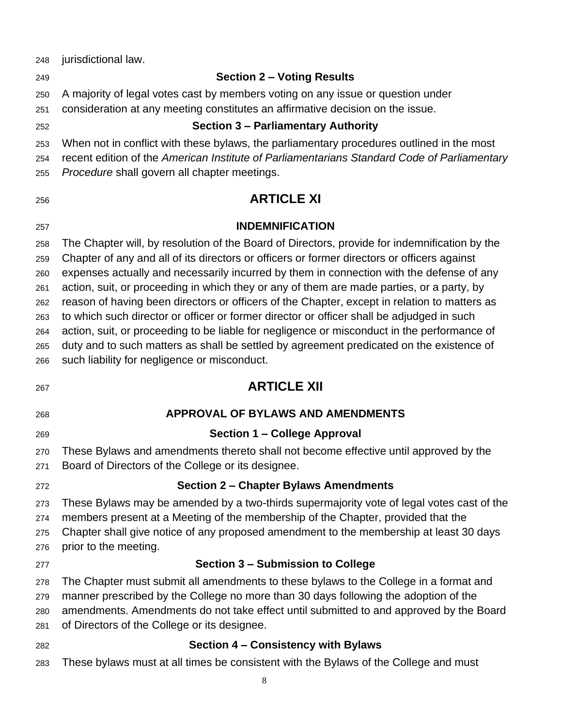jurisdictional law.

### Section 2 – Voting Results

A majority of legal votes cast by members voting on any issue or question under consideration at any meeting constitutes an affirmative decision on the issue.

### Section 3 – Parliamentary Authority

When not in conflict with these bylaws, the parliamentary procedures outlined in the most recent edition of the *American Institute of Parliamentarians Standard Code of Parliamentary Procedure* shall govern all chapter meetings.

# ARTICLE XI

## INDEMNIFICATION

The Chapter will, by resolution of the Board of Directors, provide for indemnification by the Chapter of any and all of its directors or officers or former directors or officers against expenses actually and necessarily incurred by them in connection with the defense of any action, suit, or proceeding in which they or any of them are made parties, or a party, by reason of having been directors or officers of the Chapter, except in relation to matters as to which such director or officer or former director or officer shall be adjudged in such action, suit, or proceeding to be liable for negligence or misconduct in the performance of duty and to such matters as shall be settled by agreement predicated on the existence of such liability for negligence or misconduct.

# ARTICLE XII

## APPROVAL OF BYLAWS AND AMENDMENTS

### Section 1 – College Approval

These Bylaws and amendments thereto shall not become effective until approved by the Board of Directors of the College or its designee.

### Section 2 – Chapter Bylaws Amendments

These Bylaws may be amended by a two-thirds supermajority vote of legal votes cast of the members present at a Meeting of the membership of the Chapter, provided that the Chapter shall give notice of any proposed amendment to the membership at least 30 days prior to the meeting.

### Section 3 – Submission to College

The Chapter must submit all amendments to these bylaws to the College in a format and manner prescribed by the College no more than 30 days following the adoption of the amendments. Amendments do not take effect until submitted to and approved by the Board of Directors of the College or its designee.

### Section 4 – Consistency with Bylaws

These bylaws must at all times be consistent with the Bylaws of the College and must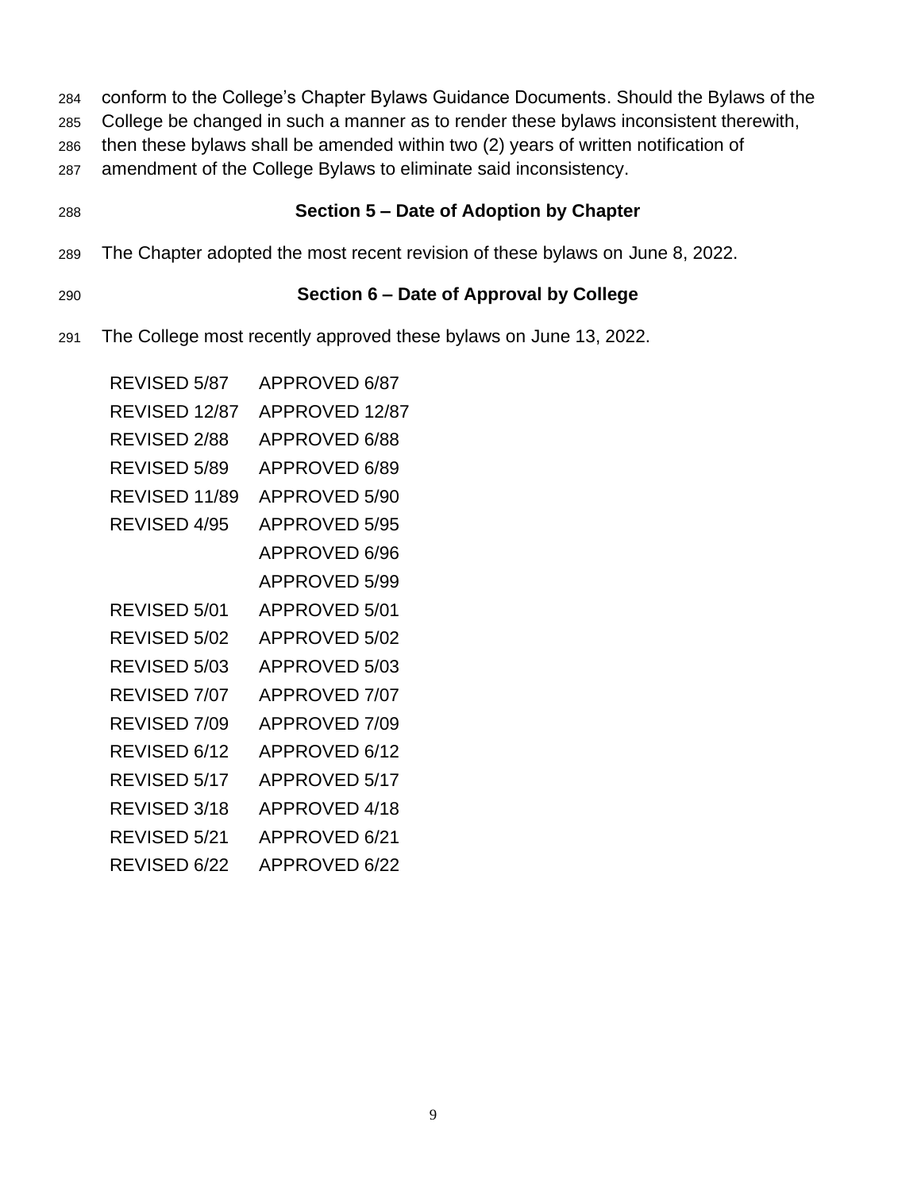conform to the College's Chapter Bylaws Guidance Documents. Should the Bylaws of the College be changed in such a manner as to render these bylaws inconsistent therewith, then these bylaws shall be amended within two (2) years of written notification of amendment of the College Bylaws to eliminate said inconsistency.

## Section 5 – Date of Adoption by Chapter

The Chapter adopted the most recent revision of these bylaws on June 8, 2022.

## Section 6 – Date of Approval by College

The College most recently approved these bylaws on June 13, 2022.

| | |
|---|---|
| REVISED 5/87 | APPROVED 6/87 |
| REVISED 12/87 | APPROVED 12/87 |
| REVISED 2/88 | APPROVED 6/88 |
| REVISED 5/89 | APPROVED 6/89 |
| REVISED 11/89 | APPROVED 5/90 |
| REVISED 4/95 | APPROVED 5/95 |
| | APPROVED 6/96 |
| | APPROVED 5/99 |
| REVISED 5/01 | APPROVED 5/01 |
| REVISED 5/02 | APPROVED 5/02 |
| REVISED 5/03 | APPROVED 5/03 |
| REVISED 7/07 | APPROVED 7/07 |
| REVISED 7/09 | APPROVED 7/09 |
| REVISED 6/12 | APPROVED 6/12 |
| REVISED 5/17 | APPROVED 5/17 |
| REVISED 3/18 | APPROVED 4/18 |
| REVISED 5/21 | APPROVED 6/21 |
| REVISED 6/22 | APPROVED 6/22 |